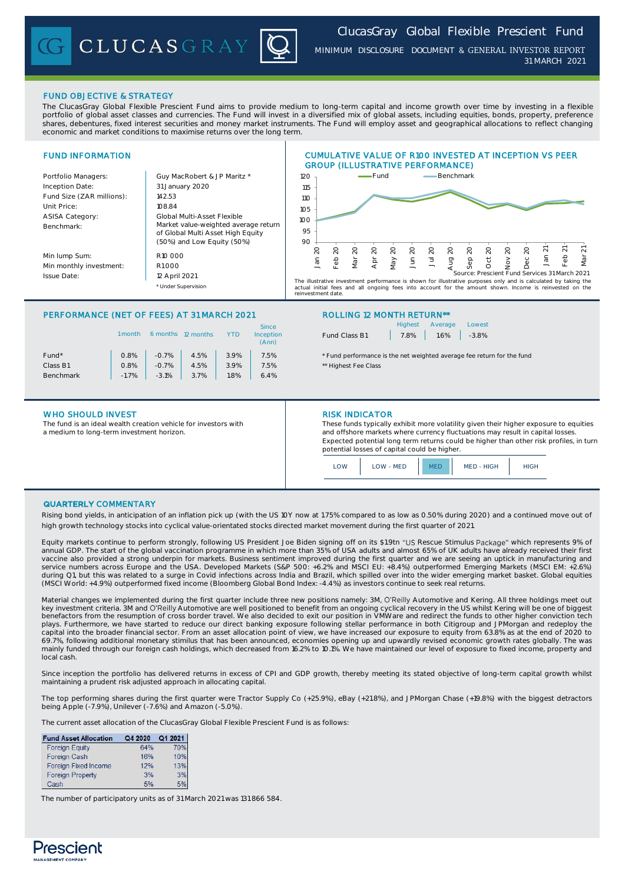# ClucasGray Global Flexible Prescient Fund

MINIMUM DISCLOSURE DOCUMENT & GENERAL INVESTOR REPORT
31 MARCH 2021

## FUND OBJECTIVE & STRATEGY

The ClucasGray Global Flexible Prescient Fund aims to provide medium to long-term capital and income growth over time by investing in a flexible portfolio of global asset classes and currencies. The Fund will invest in a diversified mix of global assets, including equities, bonds, property, preference shares, debentures, fixed interest securities and money market instruments. The Fund will employ asset and geographical allocations to reflect changing economic and market conditions to maximise returns over the long term.

## FUND INFORMATION

| | |
|---|---|
| Portfolio Managers: | Guy MacRobert & J P Maritz * |
| Inception Date: | 31 January 2020 |
| Fund Size (ZAR millions): | 142.53 |
| Unit Price: | 108.84 |
| ASISA Category: | Global Multi-Asset Flexible |
| Benchmark: | Market value-weighted average return of Global Multi Asset High Equity (50%) and Low Equity (50%) |
| Min lump Sum: | R10 000 |
| Min monthly investment: | R1 000 |
| Issue Date: | 12 April 2021 |

\* Under Supervision

## CUMULATIVE VALUE OF R100 INVESTED AT INCEPTION VS PEER GROUP (ILLUSTRATIVE PERFORMANCE)

Source: Prescient Fund Services 31 March 2021

The illustrative investment performance is shown for illustrative purposes only and is calculated by taking the actual initial fees and all ongoing fees into account for the amount shown. Income is reinvested on the reinvestment date.

## PERFORMANCE (NET OF FEES) AT 31 MARCH 2021

| | 1 month | 6 months | 12 months | YTD | Since Inception (Ann) |
|---|---|---|---|---|---|
| Fund* | 0.8% | -0.7% | 4.5% | 3.9% | 7.5% |
| Class B1 | 0.8% | -0.7% | 4.5% | 3.9% | 7.5% |
| Benchmark | -1.7% | -3.1% | 3.7% | 1.8% | 6.4% |

## ROLLING 12 MONTH RETURN**

| | Highest | Average | Lowest |
|---|---|---|---|
| Fund Class B1 | 7.8% | 1.6% | -3.8% |

\* Fund performance is the net weighted average fee return for the fund

\*\* Highest Fee Class

## WHO SHOULD INVEST

The fund is an ideal wealth creation vehicle for investors with a medium to long-term investment horizon.

## RISK INDICATOR

These funds typically exhibit more volatility given their higher exposure to equities and offshore markets where currency fluctuations may result in capital losses. Expected potential long term returns could be higher than other risk profiles, in turn potential losses of capital could be higher.

| LOW | LOW - MED | **MED** | MED - HIGH | HIGH |
|---|---|---|---|---|

## QUARTERLY COMMENTARY

Rising bond yields, in anticipation of an inflation pick up (with the US 10Y now at 1.75% compared to as low as 0.50% during 2020) and a continued move out of high growth technology stocks into cyclical value-orientated stocks directed market movement during the first quarter of 2021.

Equity markets continue to perform strongly, following US President Joe Biden signing off on its $1.9tn "US Rescue Stimulus Package" which represents 9% of annual GDP. The start of the global vaccination programme in which more than 35% of USA adults and almost 65% of UK adults have already received their first vaccine also provided a strong underpin for markets. Business sentiment improved during the first quarter and we are seeing an uptick in manufacturing and service numbers across Europe and the USA. Developed Markets (S&P 500: +6.2% and MSCI EU: +8.4%) outperformed Emerging Markets (MSCI EM: +2.6%) during Q1, but this was related to a surge in Covid infections across India and Brazil, which spilled over into the wider emerging market basket. Global equities (MSCI World: +4.9%) outperformed fixed income (Bloomberg Global Bond Index: -4.4%) as investors continue to seek real returns.

Material changes we implemented during the first quarter include three new positions namely: 3M, O'Reilly Automotive and Kering. All three holdings meet out key investment criteria. 3M and O'Reilly Automotive are well positioned to benefit from an ongoing cyclical recovery in the US whilst Kering will be one of biggest benefactors from the resumption of cross border travel. We also decided to exit our position in VMWare and redirect the funds to other higher conviction tech plays. Furthermore, we have started to reduce our direct banking exposure following stellar performance in both Citigroup and JPMorgan and redeploy the capital into the broader financial sector. From an asset allocation point of view, we have increased our exposure to equity from 63.8% as at the end of 2020 to 69.7%, following additional monetary stimulus that has been announced, economies opening up and upwardly revised economic growth rates globally. The was mainly funded through our foreign cash holdings, which decreased from 16.2% to 10.1%. We have maintained our level of exposure to fixed income, property and local cash.

Since inception the portfolio has delivered returns in excess of CPI and GDP growth, thereby meeting its stated objective of long-term capital growth whilst maintaining a prudent risk adjusted approach in allocating capital.

The top performing shares during the first quarter were Tractor Supply Co (+25.9%), eBay (+21.8%), and JPMorgan Chase (+19.8%) with the biggest detractors being Apple (-7.9%), Unilever (-7.6%) and Amazon (-5.0%).

The current asset allocation of the ClucasGray Global Flexible Prescient Fund is as follows:

| Fund Asset Allocation | Q4 2020 | Q1 2021 |
|---|---|---|
| Foreign Equity | 64% | 70% |
| Foreign Cash | 16% | 10% |
| Foreign Fixed Income | 12% | 13% |
| Foreign Property | 3% | 3% |
| Cash | 5% | 5% |

The number of participatory units as of 31 March 2021 was 131 866 584.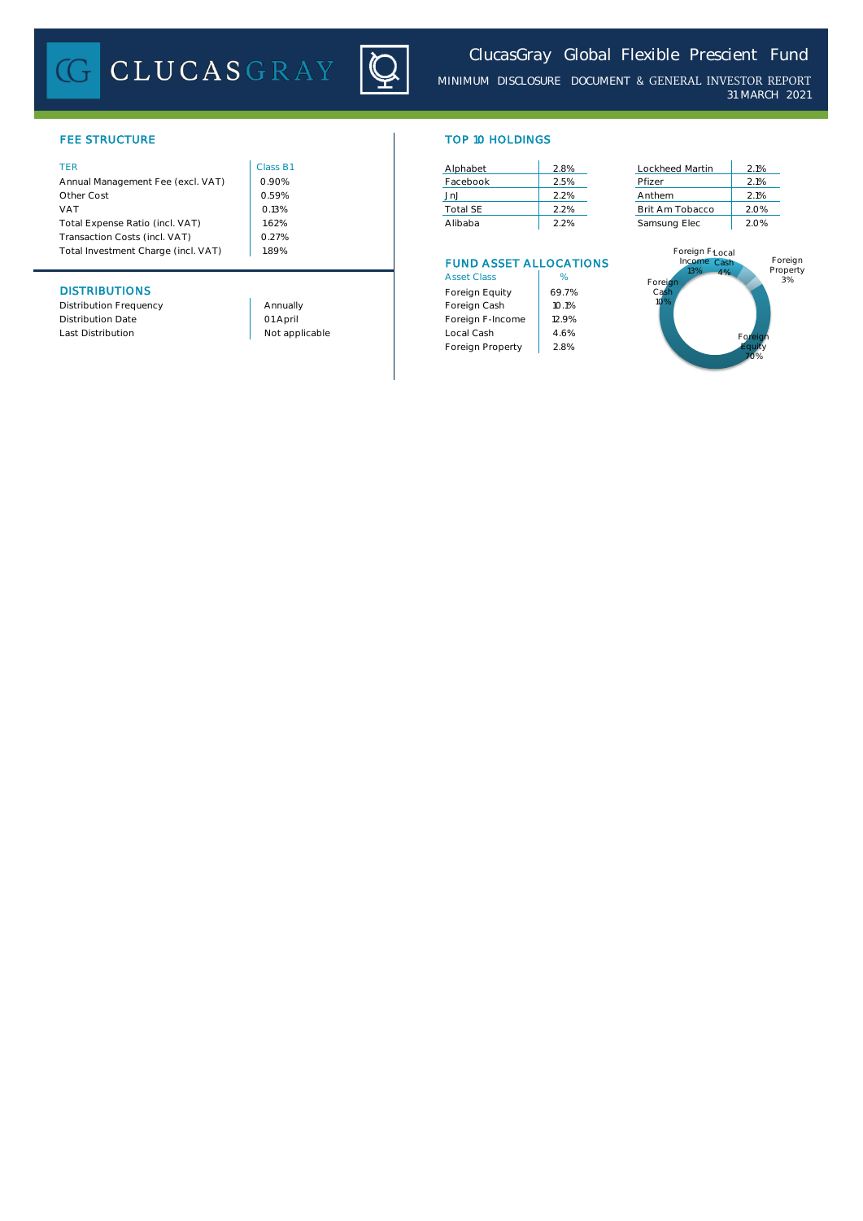ClucasGray Global Flexible Prescient Fund

MINIMUM DISCLOSURE DOCUMENT & GENERAL INVESTOR REPORT
31 MARCH 2021

## FEE STRUCTURE

| TER | Class B1 |
|---|---|
| Annual Management Fee (excl. VAT) | 0.90% |
| Other Cost | 0.59% |
| VAT | 0.13% |
| Total Expense Ratio (incl. VAT) | 1.62% |
| Transaction Costs (incl. VAT) | 0.27% |
| Total Investment Charge (incl. VAT) | 1.89% |

## DISTRIBUTIONS

| | |
|---|---|
| Distribution Frequency | Annually |
| Distribution Date | 01 April |
| Last Distribution | Not applicable |

## TOP 10 HOLDINGS

| Holding | % | Holding | % |
|---|---|---|---|
| Alphabet | 2.8% | Lockheed Martin | 2.1% |
| Facebook | 2.5% | Pfizer | 2.1% |
| JnJ | 2.2% | Anthem | 2.1% |
| Total SE | 2.2% | Brit Am Tobacco | 2.0% |
| Alibaba | 2.2% | Samsung Elec | 2.0% |

## FUND ASSET ALLOCATIONS

| Asset Class | % |
|---|---|
| Foreign Equity | 69.7% |
| Foreign Cash | 10.1% |
| Foreign F-Income | 12.9% |
| Local Cash | 4.6% |
| Foreign Property | 2.8% |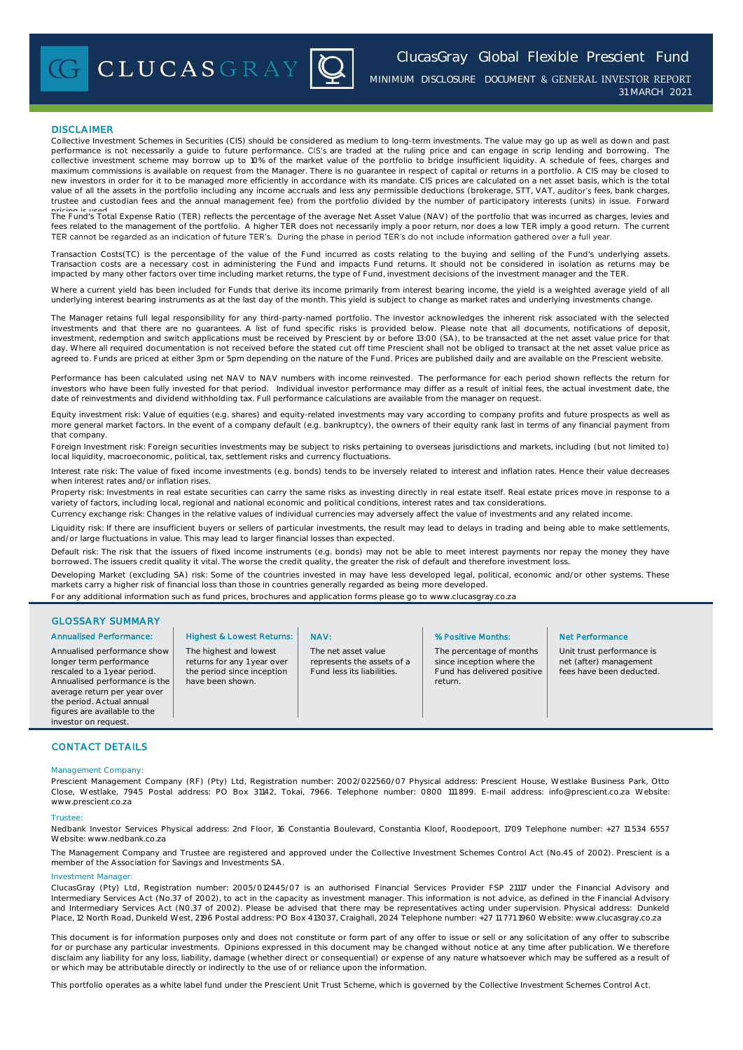# ClucasGray Global Flexible Prescient Fund

MINIMUM DISCLOSURE DOCUMENT & GENERAL INVESTOR REPORT
31 MARCH 2021

## DISCLAIMER

Collective Investment Schemes in Securities (CIS) should be considered as medium to long-term investments. The value may go up as well as down and past performance is not necessarily a guide to future performance. CIS's are traded at the ruling price and can engage in scrip lending and borrowing. The collective investment scheme may borrow up to 10% of the market value of the portfolio to bridge insufficient liquidity. A schedule of fees, charges and maximum commissions is available on request from the Manager. There is no guarantee in respect of capital or returns in a portfolio. A CIS may be closed to new investors in order for it to be managed more efficiently in accordance with its mandate. CIS prices are calculated on a net asset basis, which is the total value of all the assets in the portfolio including any income accruals and less any permissible deductions (brokerage, STT, VAT, auditor's fees, bank charges, trustee and custodian fees and the annual management fee) from the portfolio divided by the number of participatory interests (units) in issue. Forward pricing is used.

The Fund's Total Expense Ratio (TER) reflects the percentage of the average Net Asset Value (NAV) of the portfolio that was incurred as charges, levies and fees related to the management of the portfolio. A higher TER does not necessarily imply a poor return, nor does a low TER imply a good return. The current TER cannot be regarded as an indication of future TER's. During the phase in period TER's do not include information gathered over a full year.

Transaction Costs(TC) is the percentage of the value of the Fund incurred as costs relating to the buying and selling of the Fund's underlying assets. Transaction costs are a necessary cost in administering the Fund and impacts Fund returns. It should not be considered in isolation as returns may be impacted by many other factors over time including market returns, the type of Fund, investment decisions of the investment manager and the TER.

Where a current yield has been included for Funds that derive its income primarily from interest bearing income, the yield is a weighted average yield of all underlying interest bearing instruments as at the last day of the month. This yield is subject to change as market rates and underlying investments change.

The Manager retains full legal responsibility for any third-party-named portfolio. The investor acknowledges the inherent risk associated with the selected investments and that there are no guarantees. A list of fund specific risks is provided below. Please note that all documents, notifications of deposit, investment, redemption and switch applications must be received by Prescient by or before 13:00 (SA), to be transacted at the net asset value price for that day. Where all required documentation is not received before the stated cut off time Prescient shall not be obliged to transact at the net asset value price as agreed to. Funds are priced at either 3pm or 5pm depending on the nature of the Fund. Prices are published daily and are available on the Prescient website.

Performance has been calculated using net NAV to NAV numbers with income reinvested. The performance for each period shown reflects the return for investors who have been fully invested for that period. Individual investor performance may differ as a result of initial fees, the actual investment date, the date of reinvestments and dividend withholding tax. Full performance calculations are available from the manager on request.

Equity investment risk: Value of equities (e.g. shares) and equity-related investments may vary according to company profits and future prospects as well as more general market factors. In the event of a company default (e.g. bankruptcy), the owners of their equity rank last in terms of any financial payment from that company.

Foreign Investment risk: Foreign securities investments may be subject to risks pertaining to overseas jurisdictions and markets, including (but not limited to) local liquidity, macroeconomic, political, tax, settlement risks and currency fluctuations.

Interest rate risk: The value of fixed income investments (e.g. bonds) tends to be inversely related to interest and inflation rates. Hence their value decreases when interest rates and/or inflation rises.

Property risk: Investments in real estate securities can carry the same risks as investing directly in real estate itself. Real estate prices move in response to a variety of factors, including local, regional and national economic and political conditions, interest rates and tax considerations.

Currency exchange risk: Changes in the relative values of individual currencies may adversely affect the value of investments and any related income.

Liquidity risk: If there are insufficient buyers or sellers of particular investments, the result may lead to delays in trading and being able to make settlements, and/or large fluctuations in value. This may lead to larger financial losses than expected.

Default risk: The risk that the issuers of fixed income instruments (e.g. bonds) may not be able to meet interest payments nor repay the money they have borrowed. The issuers credit quality it vital. The worse the credit quality, the greater the risk of default and therefore investment loss.

Developing Market (excluding SA) risk: Some of the countries invested in may have less developed legal, political, economic and/or other systems. These markets carry a higher risk of financial loss than those in countries generally regarded as being more developed.

For any additional information such as fund prices, brochures and application forms please go to www.clucasgray.co.za

## GLOSSARY SUMMARY

**Annualised Performance:**
Annualised performance show longer term performance rescaled to a 1 year period. Annualised performance is the average return per year over the period. Actual annual figures are available to the investor on request.

**Highest & Lowest Returns:**
The highest and lowest returns for any 1 year over the period since inception have been shown.

**NAV:**
The net asset value represents the assets of a Fund less its liabilities.

**% Positive Months:**
The percentage of months since inception where the Fund has delivered positive return.

**Net Performance**
Unit trust performance is net (after) management fees have been deducted.

## CONTACT DETAILS

### Management Company:

Prescient Management Company (RF) (Pty) Ltd, Registration number: 2002/022560/07 Physical address: Prescient House, Westlake Business Park, Otto Close, Westlake, 7945 Postal address: PO Box 31142, Tokai, 7966. Telephone number: 0800 111 899. E-mail address: info@prescient.co.za Website: www.prescient.co.za

### Trustee:

Nedbank Investor Services Physical address: 2nd Floor, 16 Constantia Boulevard, Constantia Kloof, Roodepoort, 1709 Telephone number: +27 11 534 6557 Website: www.nedbank.co.za

The Management Company and Trustee are registered and approved under the Collective Investment Schemes Control Act (No.45 of 2002). Prescient is a member of the Association for Savings and Investments SA.

### Investment Manager:

ClucasGray (Pty) Ltd, Registration number: 2005/012445/07 is an authorised Financial Services Provider FSP 21117 under the Financial Advisory and Intermediary Services Act (No.37 of 2002), to act in the capacity as investment manager. This information is not advice, as defined in the Financial Advisory and Intermediary Services Act (N0.37 of 2002). Please be advised that there may be representatives acting under supervision. Physical address: Dunkeld Place, 12 North Road, Dunkeld West, 2196 Postal address: PO Box 413037, Craighall, 2024 Telephone number: +27 11 771 1960 Website: www.clucasgray.co.za

This document is for information purposes only and does not constitute or form part of any offer to issue or sell or any solicitation of any offer to subscribe for or purchase any particular investments. Opinions expressed in this document may be changed without notice at any time after publication. We therefore disclaim any liability for any loss, liability, damage (whether direct or consequential) or expense of any nature whatsoever which may be suffered as a result of or which may be attributable directly or indirectly to the use of or reliance upon the information.

This portfolio operates as a white label fund under the Prescient Unit Trust Scheme, which is governed by the Collective Investment Schemes Control Act.